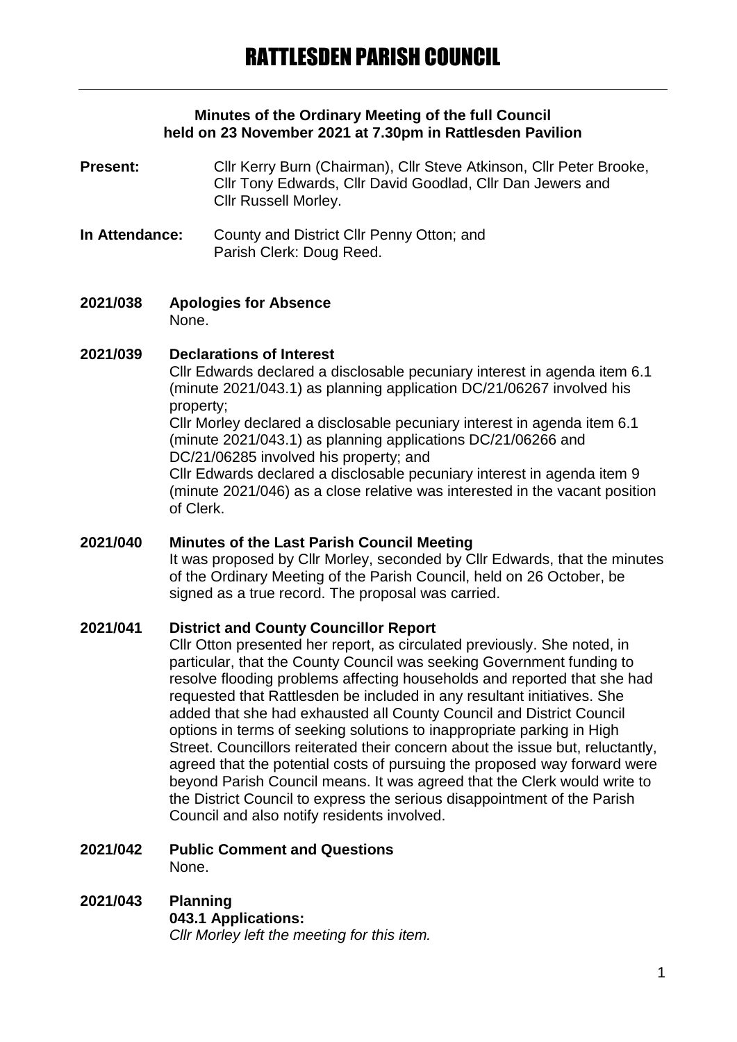# RATTLESDEN PARISH COUNCIL

**Minutes of the Ordinary Meeting of the full Council held on 23 November 2021 at 7.30pm in Rattlesden Pavilion**

**Present:** Cllr Kerry Burn (Chairman), Cllr Steve Atkinson, Cllr Peter Brooke, Cllr Tony Edwards, Cllr David Goodlad, Cllr Dan Jewers and Cllr Russell Morley.

**In Attendance:** County and District Cllr Penny Otton; and Parish Clerk: Doug Reed.

**2021/038 Apologies for Absence**

None.

**2021/039 Declarations of Interest**

Cllr Edwards declared a disclosable pecuniary interest in agenda item 6.1 (minute 2021/043.1) as planning application DC/21/06267 involved his property;

Cllr Morley declared a disclosable pecuniary interest in agenda item 6.1 (minute 2021/043.1) as planning applications DC/21/06266 and DC/21/06285 involved his property; and

Cllr Edwards declared a disclosable pecuniary interest in agenda item 9 (minute 2021/046) as a close relative was interested in the vacant position of Clerk.

**2021/040 Minutes of the Last Parish Council Meeting**

It was proposed by Cllr Morley, seconded by Cllr Edwards, that the minutes of the Ordinary Meeting of the Parish Council, held on 26 October, be signed as a true record. The proposal was carried.

**2021/041 District and County Councillor Report**

Cllr Otton presented her report, as circulated previously. She noted, in particular, that the County Council was seeking Government funding to resolve flooding problems affecting households and reported that she had requested that Rattlesden be included in any resultant initiatives. She added that she had exhausted all County Council and District Council options in terms of seeking solutions to inappropriate parking in High Street. Councillors reiterated their concern about the issue but, reluctantly, agreed that the potential costs of pursuing the proposed way forward were beyond Parish Council means. It was agreed that the Clerk would write to the District Council to express the serious disappointment of the Parish Council and also notify residents involved.

**2021/042 Public Comment and Questions**

None.

**2021/043 Planning**

**043.1 Applications:**

*Cllr Morley left the meeting for this item.*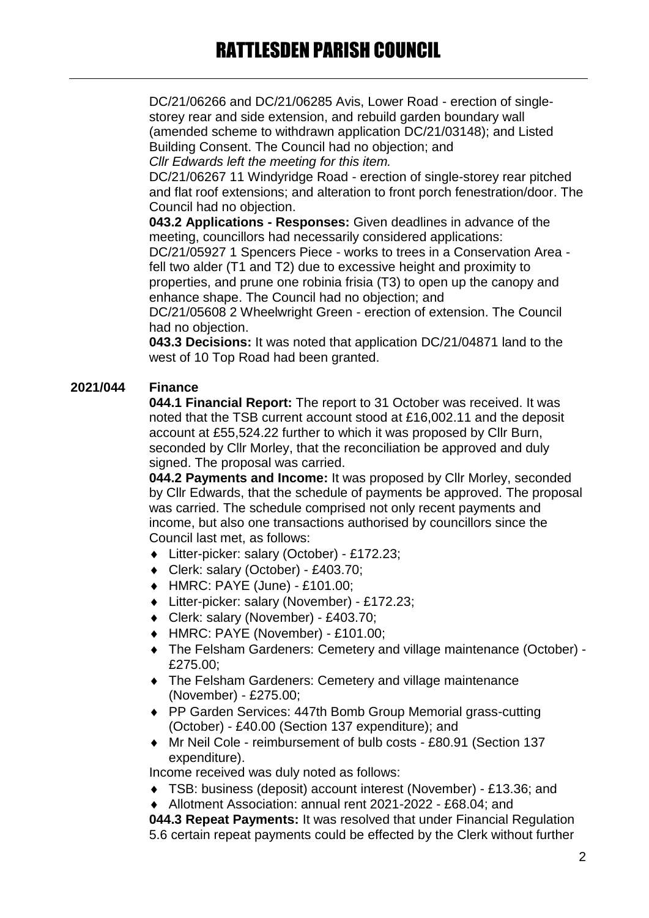DC/21/06266 and DC/21/06285 Avis, Lower Road - erection of single-storey rear and side extension, and rebuild garden boundary wall (amended scheme to withdrawn application DC/21/03148); and Listed Building Consent. The Council had no objection; and

*Cllr Edwards left the meeting for this item.*

DC/21/06267 11 Windyridge Road - erection of single-storey rear pitched and flat roof extensions; and alteration to front porch fenestration/door. The Council had no objection.

**043.2 Applications - Responses:** Given deadlines in advance of the meeting, councillors had necessarily considered applications:

DC/21/05927 1 Spencers Piece - works to trees in a Conservation Area - fell two alder (T1 and T2) due to excessive height and proximity to properties, and prune one robinia frisia (T3) to open up the canopy and enhance shape. The Council had no objection; and

DC/21/05608 2 Wheelwright Green - erection of extension. The Council had no objection.

**043.3 Decisions:** It was noted that application DC/21/04871 land to the west of 10 Top Road had been granted.

**2021/044 Finance**

**044.1 Financial Report:** The report to 31 October was received. It was noted that the TSB current account stood at £16,002.11 and the deposit account at £55,524.22 further to which it was proposed by Cllr Burn, seconded by Cllr Morley, that the reconciliation be approved and duly signed. The proposal was carried.

**044.2 Payments and Income:** It was proposed by Cllr Morley, seconded by Cllr Edwards, that the schedule of payments be approved. The proposal was carried. The schedule comprised not only recent payments and income, but also one transactions authorised by councillors since the Council last met, as follows:

- Litter-picker: salary (October) - £172.23;
- Clerk: salary (October) - £403.70;
- HMRC: PAYE (June) - £101.00;
- Litter-picker: salary (November) - £172.23;
- Clerk: salary (November) - £403.70;
- HMRC: PAYE (November) - £101.00;
- The Felsham Gardeners: Cemetery and village maintenance (October) - £275.00;
- The Felsham Gardeners: Cemetery and village maintenance (November) - £275.00;
- PP Garden Services: 447th Bomb Group Memorial grass-cutting (October) - £40.00 (Section 137 expenditure); and
- Mr Neil Cole - reimbursement of bulb costs - £80.91 (Section 137 expenditure).

Income received was duly noted as follows:

- TSB: business (deposit) account interest (November) - £13.36; and
- Allotment Association: annual rent 2021-2022 - £68.04; and

**044.3 Repeat Payments:** It was resolved that under Financial Regulation 5.6 certain repeat payments could be effected by the Clerk without further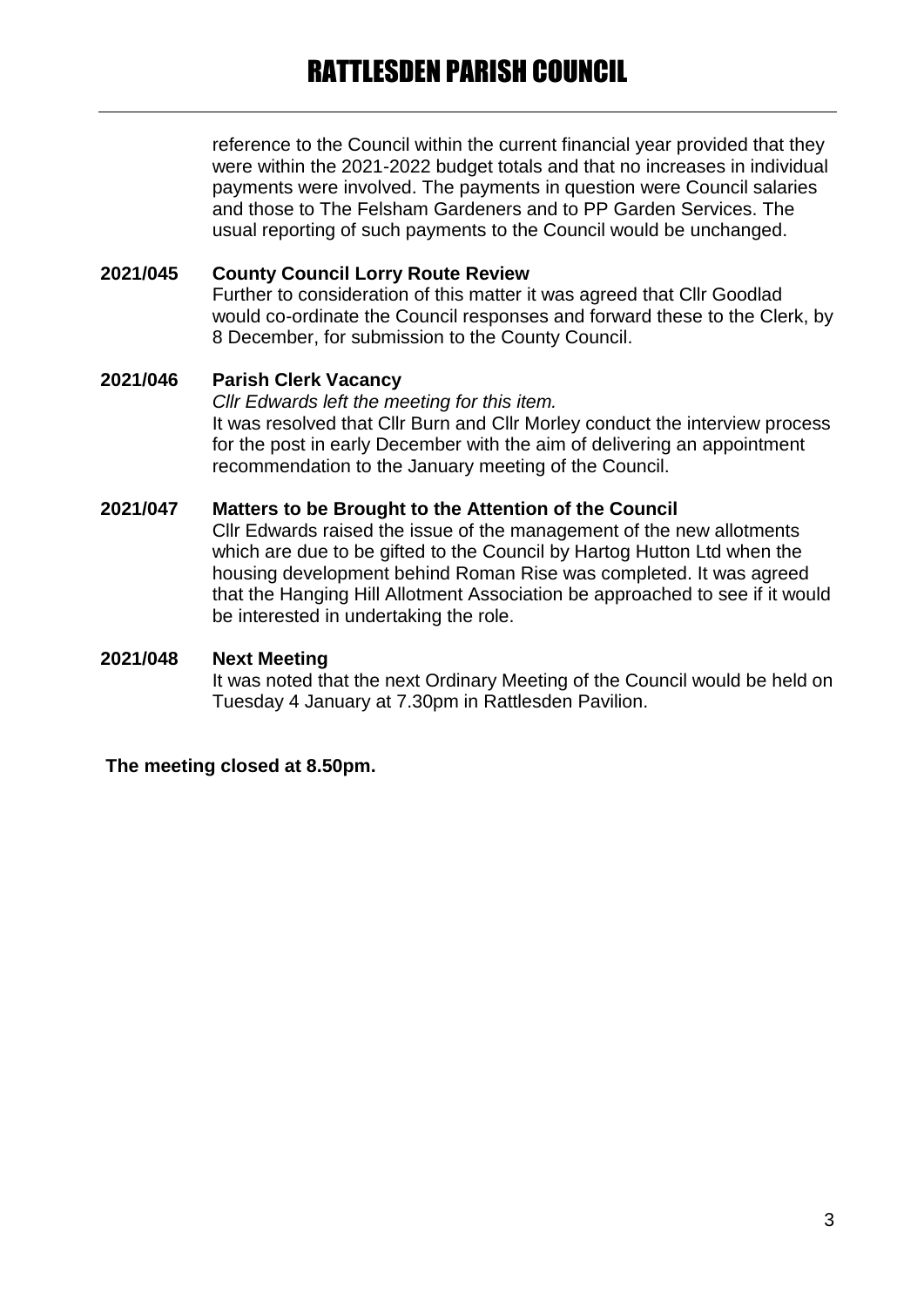reference to the Council within the current financial year provided that they were within the 2021-2022 budget totals and that no increases in individual payments were involved. The payments in question were Council salaries and those to The Felsham Gardeners and to PP Garden Services. The usual reporting of such payments to the Council would be unchanged.

**2021/045 County Council Lorry Route Review**

Further to consideration of this matter it was agreed that Cllr Goodlad would co-ordinate the Council responses and forward these to the Clerk, by 8 December, for submission to the County Council.

**2021/046 Parish Clerk Vacancy**

*Cllr Edwards left the meeting for this item.*

It was resolved that Cllr Burn and Cllr Morley conduct the interview process for the post in early December with the aim of delivering an appointment recommendation to the January meeting of the Council.

**2021/047 Matters to be Brought to the Attention of the Council**

Cllr Edwards raised the issue of the management of the new allotments which are due to be gifted to the Council by Hartog Hutton Ltd when the housing development behind Roman Rise was completed. It was agreed that the Hanging Hill Allotment Association be approached to see if it would be interested in undertaking the role.

**2021/048 Next Meeting**

It was noted that the next Ordinary Meeting of the Council would be held on Tuesday 4 January at 7.30pm in Rattlesden Pavilion.

**The meeting closed at 8.50pm.**